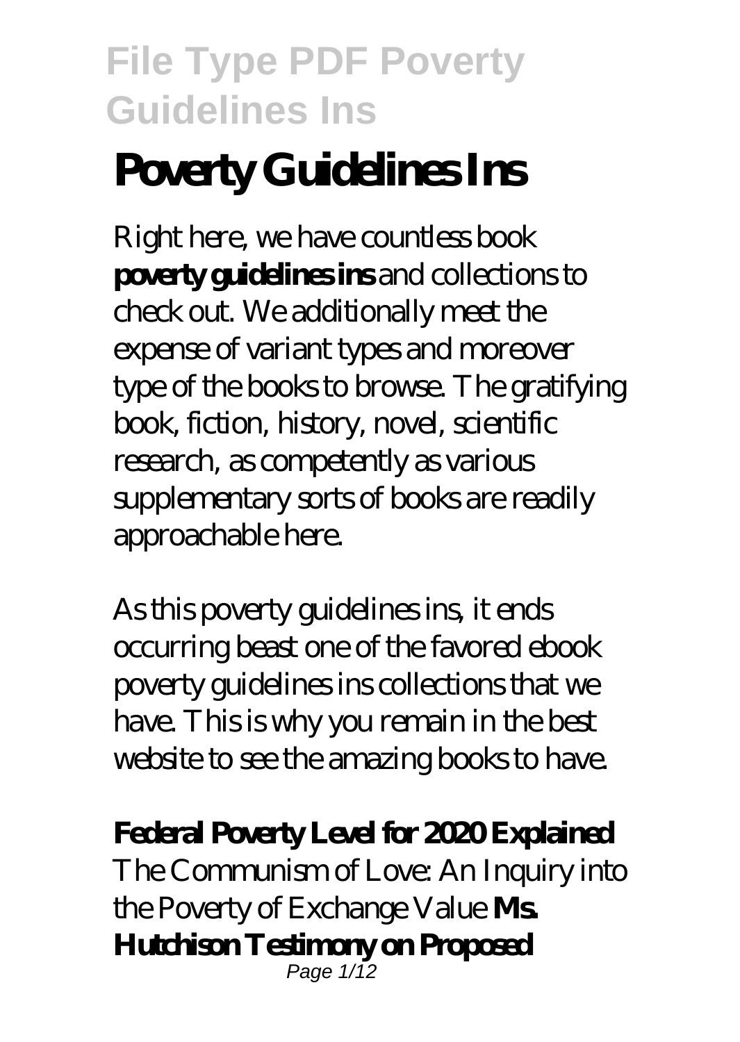# Poverty Guidelines Ins

Right here, we have countless book **poverty guidelines ins** and collections to check out. We additionally meet the expense of variant types and moreover type of the books to browse. The gratifying book, fiction, history, novel, scientific research, as competently as various supplementary sorts of books are readily approachable here.

As this poverty guidelines ins, it ends occurring beast one of the favored ebook poverty guidelines ins collections that we have. This is why you remain in the best website to see the amazing books to have.

**Federal Poverty Level for 2020 Explained**
The Communism of Love: An Inquiry into the Poverty of Exchange Value **Ms. Hutchison Testimony on Proposed**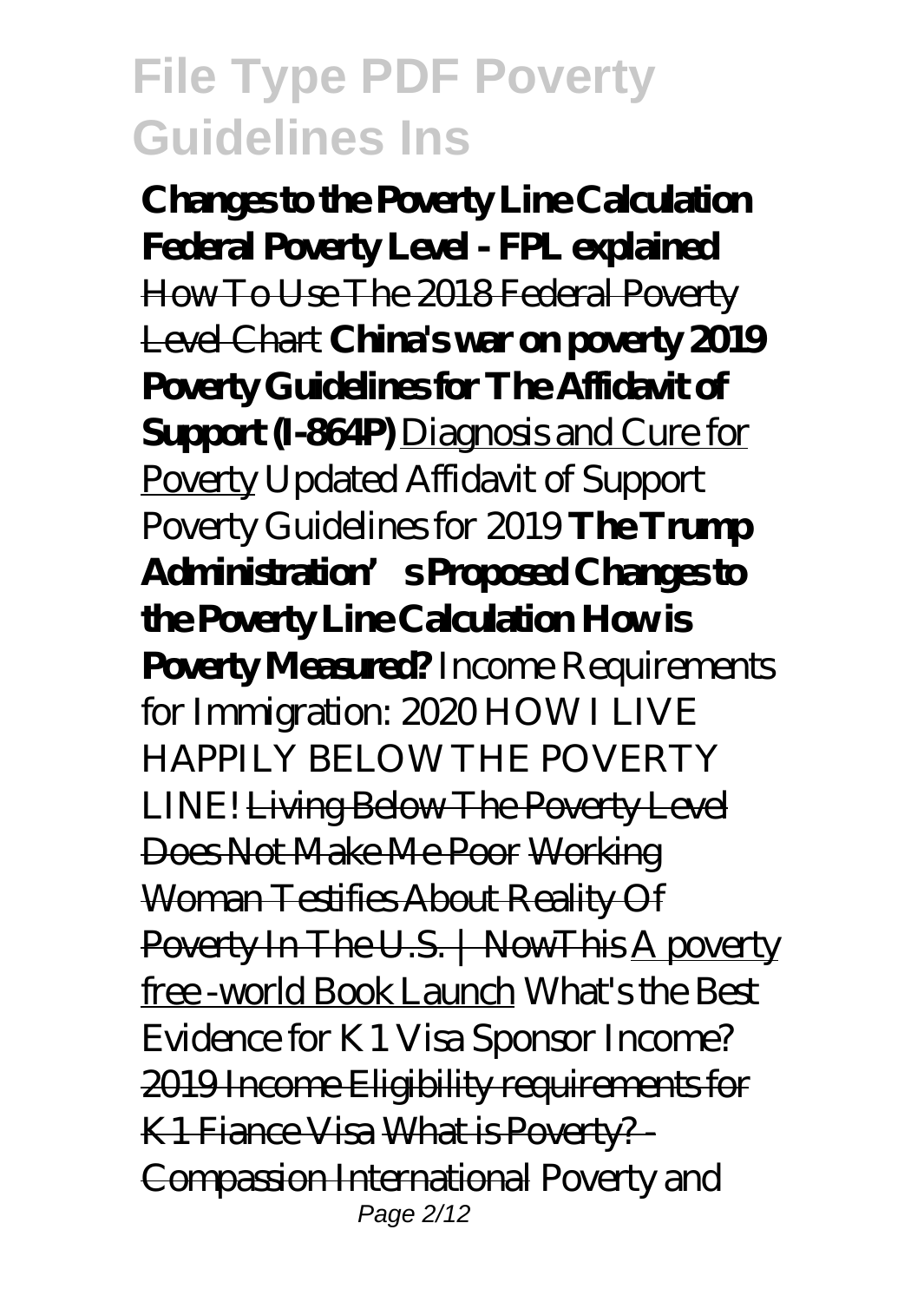**Changes to the Poverty Line Calculation Federal Poverty Level - FPL explained** How To Use The 2018 Federal Poverty Level Chart **China's war on poverty 2019 Poverty Guidelines for The Affidavit of Support (I-864P)** Diagnosis and Cure for Poverty *Updated Affidavit of Support Poverty Guidelines for 2019* **The Trump Administration's Proposed Changes to the Poverty Line Calculation How is Poverty Measured?** *Income Requirements for Immigration: 2020 HOW I LIVE HAPPILY BELOW THE POVERTY LINE!* Living Below The Poverty Level Does Not Make Me Poor Working Woman Testifies About Reality Of Poverty In The U.S. | NowThis A poverty free -world Book Launch *What's the Best Evidence for K1 Visa Sponsor Income?* 2019 Income Eligibility requirements for K1 Fiance Visa What is Poverty? - Compassion International *Poverty and*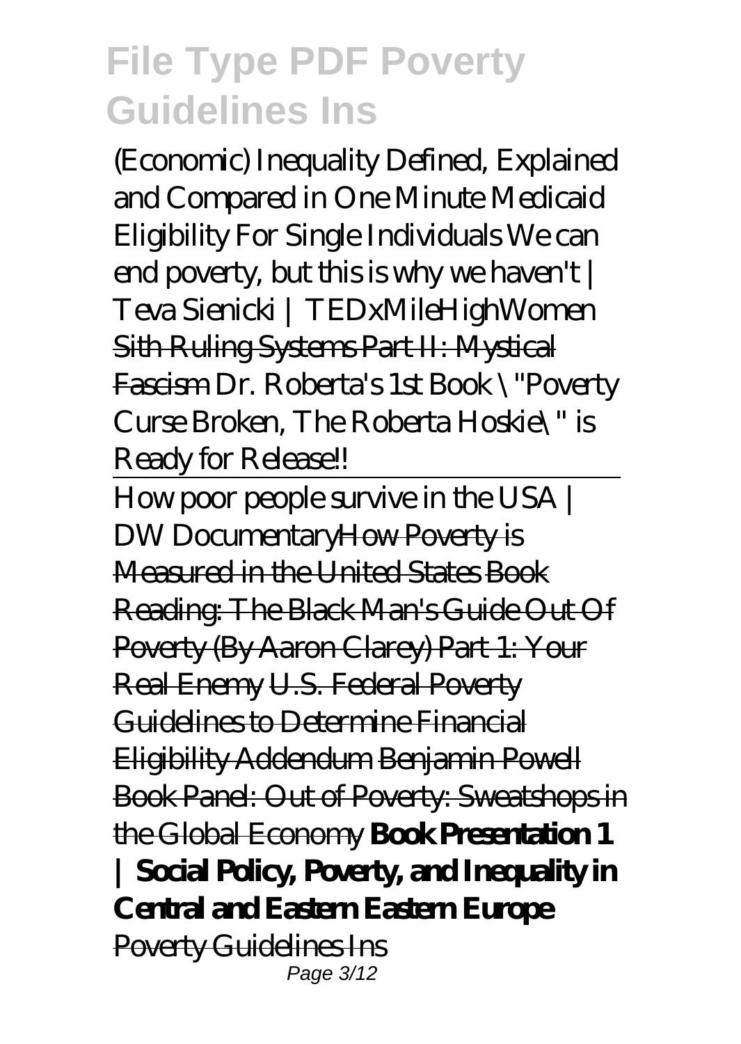*(Economic) Inequality Defined, Explained and Compared in One Minute Medicaid Eligibility For Single Individuals We can end poverty, but this is why we haven't | Teva Sienicki | TEDxMileHighWomen* ~~Sith Ruling Systems Part II: Mystical Fascism~~ *Dr. Roberta's 1st Book \"Poverty Curse Broken, The Roberta Hoskie\" is Ready for Release!!*

---

*How poor people survive in the USA | DW Documentary*~~How Poverty is Measured in the United States~~ ~~Book Reading: The Black Man's Guide Out Of Poverty (By Aaron Clarey) Part 1: Your Real Enemy~~ ~~U.S. Federal Poverty Guidelines to Determine Financial Eligibility Addendum~~ ~~Benjamin Powell Book Panel: Out of Poverty: Sweatshops in the Global Economy~~ **Book Presentation 1 | Social Policy, Poverty, and Inequality in Central and Eastern Eastern Europe**

~~Poverty Guidelines Ins~~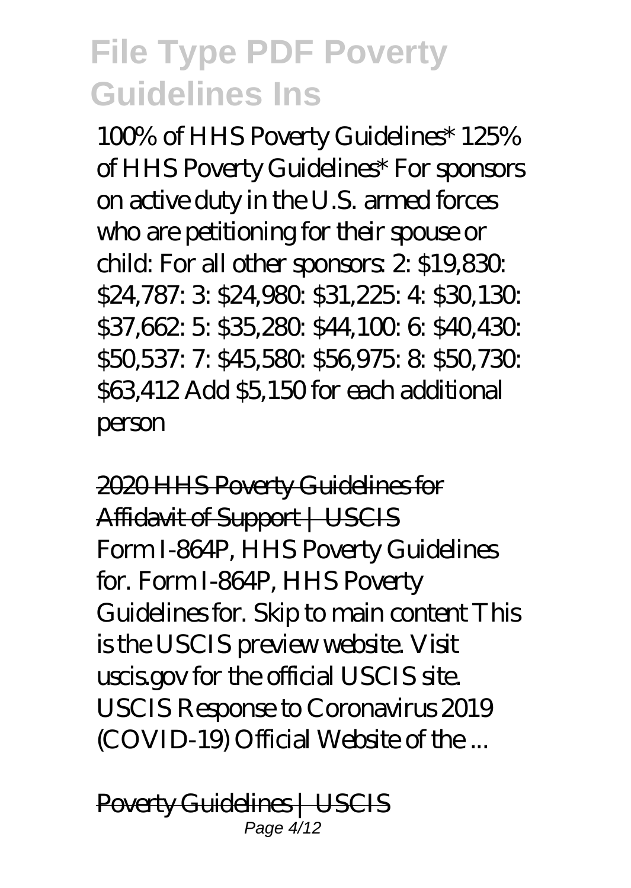## File Type PDF Poverty Guidelines Ins

100% of HHS Poverty Guidelines* 125% of HHS Poverty Guidelines* For sponsors on active duty in the U.S. armed forces who are petitioning for their spouse or child: For all other sponsors: 2: $19,830: $24,787: 3: $24,980: $31,225: 4: $30,130: $37,662: 5: $35,280: $44,100: 6: $40,430: $50,537: 7: $45,580: $56,975: 8: $50,730: $63,412 Add $5,150 for each additional person

2020 HHS Poverty Guidelines for Affidavit of Support | USCIS

Form I-864P, HHS Poverty Guidelines for. Form I-864P, HHS Poverty Guidelines for. Skip to main content This is the USCIS preview website. Visit uscis.gov for the official USCIS site. USCIS Response to Coronavirus 2019 (COVID-19) Official Website of the ...

Poverty Guidelines | USCIS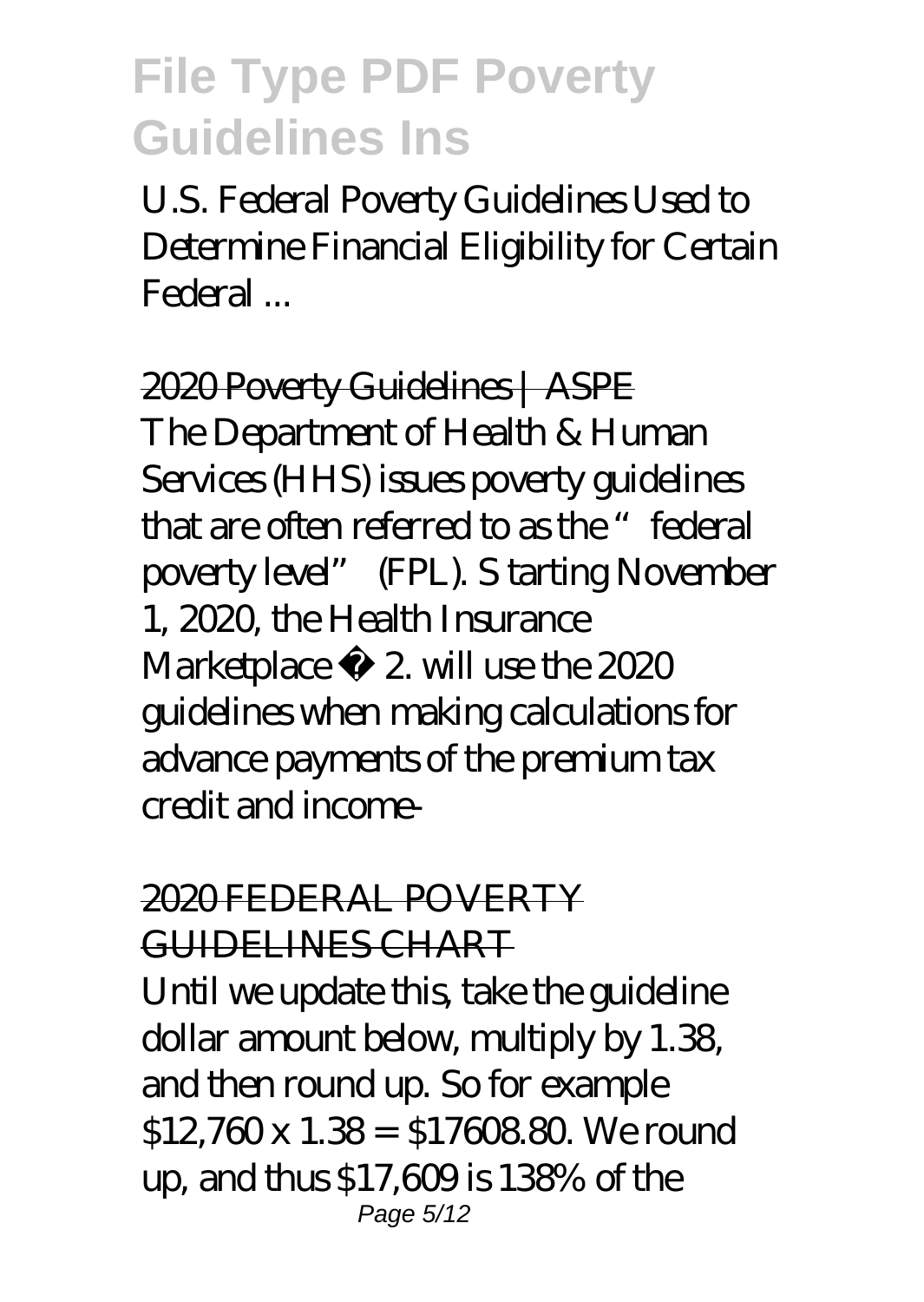U.S. Federal Poverty Guidelines Used to Determine Financial Eligibility for Certain Federal ...

2020 Poverty Guidelines | ASPE

The Department of Health & Human Services (HHS) issues poverty guidelines that are often referred to as the "federal poverty level" (FPL). S tarting November 1, 2020, the Health Insurance Marketplace ® 2. will use the 2020 guidelines when making calculations for advance payments of the premium tax credit and income-

2020 FEDERAL POVERTY GUIDELINES CHART

Until we update this, take the guideline dollar amount below, multiply by 1.38, and then round up. So for example $12,760 x 1.38 = $17608.80. We round up, and thus $17,609 is 138% of the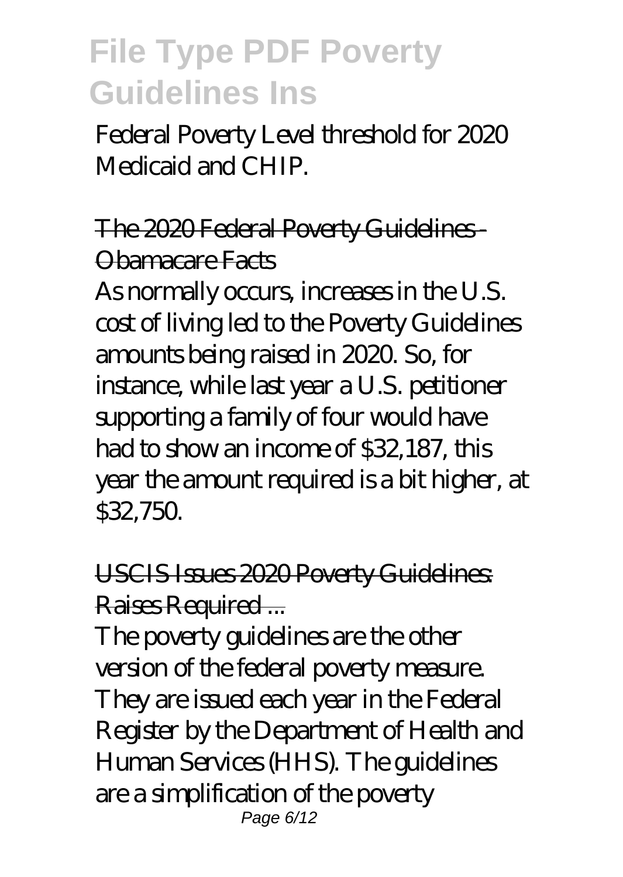Federal Poverty Level threshold for 2020 Medicaid and CHIP.

## The 2020 Federal Poverty Guidelines - Obamacare Facts

As normally occurs, increases in the U.S. cost of living led to the Poverty Guidelines amounts being raised in 2020. So, for instance, while last year a U.S. petitioner supporting a family of four would have had to show an income of $32,187, this year the amount required is a bit higher, at $32,750.

## USCIS Issues 2020 Poverty Guidelines: Raises Required ...

The poverty guidelines are the other version of the federal poverty measure. They are issued each year in the Federal Register by the Department of Health and Human Services (HHS). The guidelines are a simplification of the poverty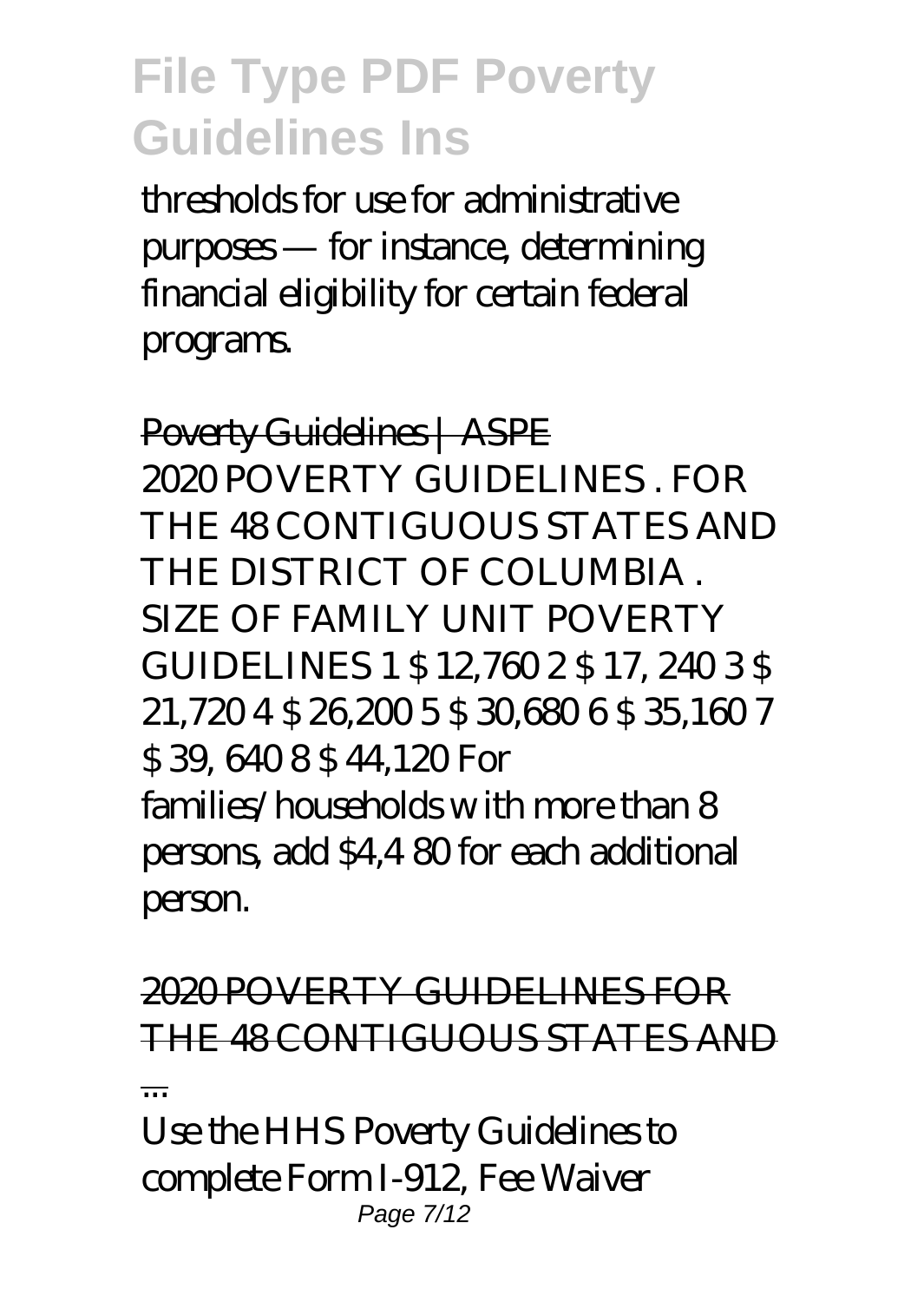thresholds for use for administrative purposes — for instance, determining financial eligibility for certain federal programs.

Poverty Guidelines | ASPE

2020 POVERTY GUIDELINES . FOR THE 48 CONTIGUOUS STATES AND THE DISTRICT OF COLUMBIA . SIZE OF FAMILY UNIT POVERTY GUIDELINES 1 $ 12,760 2 $ 17, 240 3 $ 21,720 4 $ 26,200 5 $ 30,680 6 $ 35,160 7 $ 39, 640 8 $ 44,120 For families/households w ith more than 8 persons, add $4,4 80 for each additional person.

2020 POVERTY GUIDELINES FOR THE 48 CONTIGUOUS STATES AND ...

Use the HHS Poverty Guidelines to complete Form I-912, Fee Waiver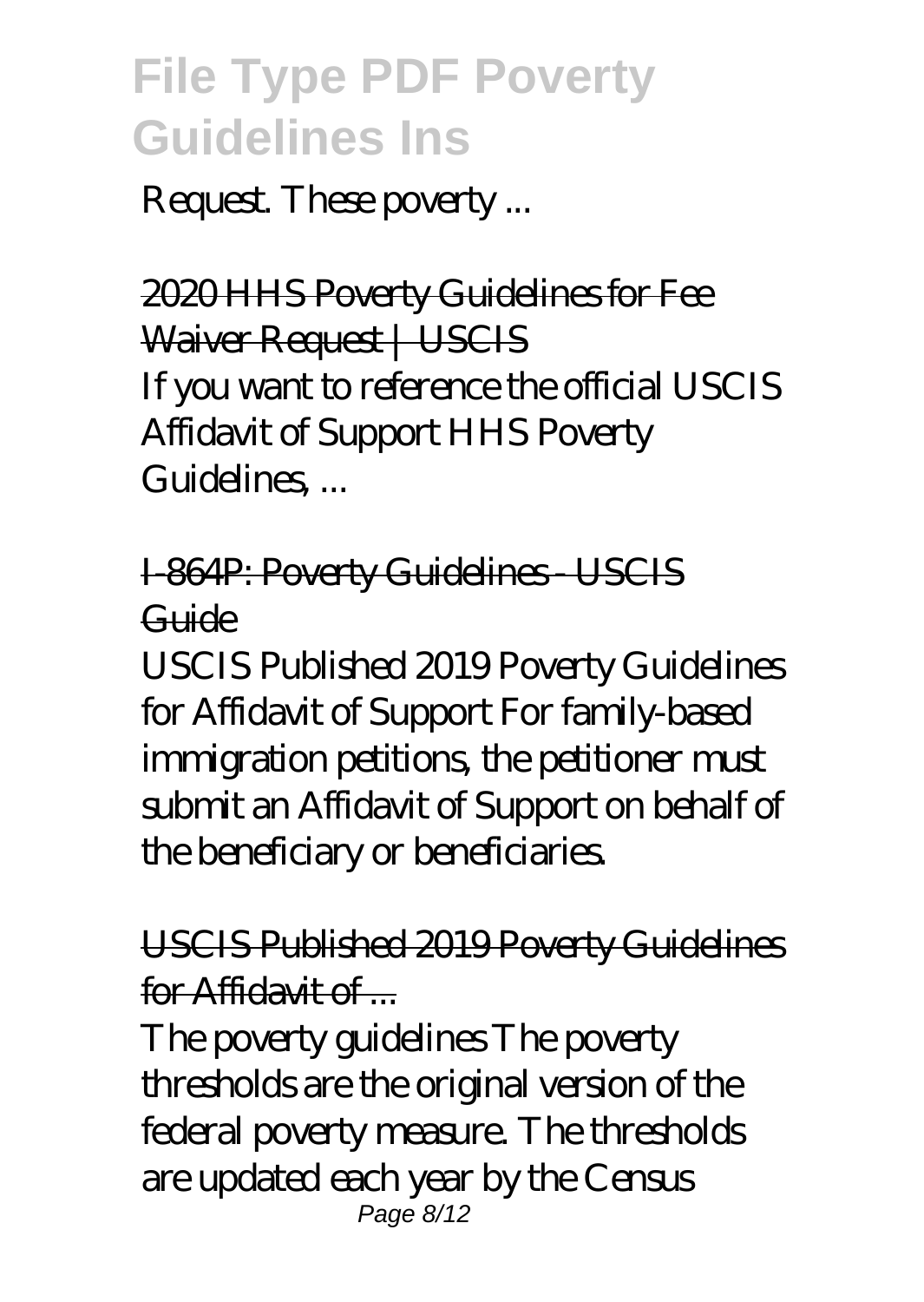Request. These poverty ...

2020 HHS Poverty Guidelines for Fee Waiver Request | USCIS

If you want to reference the official USCIS Affidavit of Support HHS Poverty Guidelines, ...

I-864P: Poverty Guidelines - USCIS Guide

USCIS Published 2019 Poverty Guidelines for Affidavit of Support For family-based immigration petitions, the petitioner must submit an Affidavit of Support on behalf of the beneficiary or beneficiaries.

USCIS Published 2019 Poverty Guidelines for Affidavit of ...

The poverty guidelines The poverty thresholds are the original version of the federal poverty measure. The thresholds are updated each year by the Census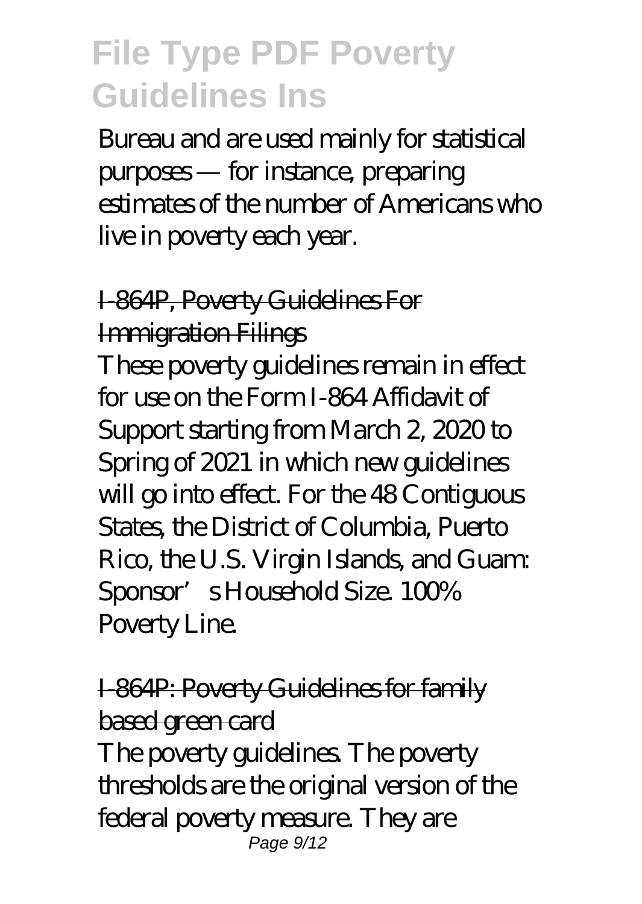Bureau and are used mainly for statistical purposes — for instance, preparing estimates of the number of Americans who live in poverty each year.

## I-864P, Poverty Guidelines For Immigration Filings

These poverty guidelines remain in effect for use on the Form I-864 Affidavit of Support starting from March 2, 2020 to Spring of 2021 in which new guidelines will go into effect. For the 48 Contiguous States, the District of Columbia, Puerto Rico, the U.S. Virgin Islands, and Guam: Sponsor's Household Size. 100% Poverty Line.

## I-864P: Poverty Guidelines for family based green card

The poverty guidelines. The poverty thresholds are the original version of the federal poverty measure. They are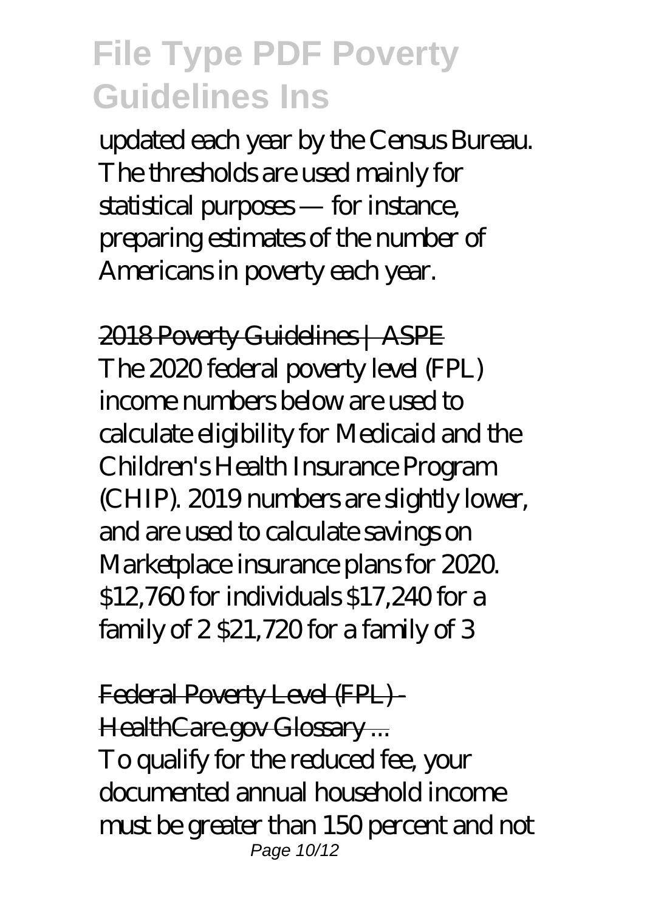updated each year by the Census Bureau. The thresholds are used mainly for statistical purposes — for instance, preparing estimates of the number of Americans in poverty each year.

2018 Poverty Guidelines | ASPE

The 2020 federal poverty level (FPL) income numbers below are used to calculate eligibility for Medicaid and the Children's Health Insurance Program (CHIP). 2019 numbers are slightly lower, and are used to calculate savings on Marketplace insurance plans for 2020. $12,760 for individuals $17,240 for a family of 2 $21,720 for a family of 3

Federal Poverty Level (FPL) - HealthCare.gov Glossary ...

To qualify for the reduced fee, your documented annual household income must be greater than 150 percent and not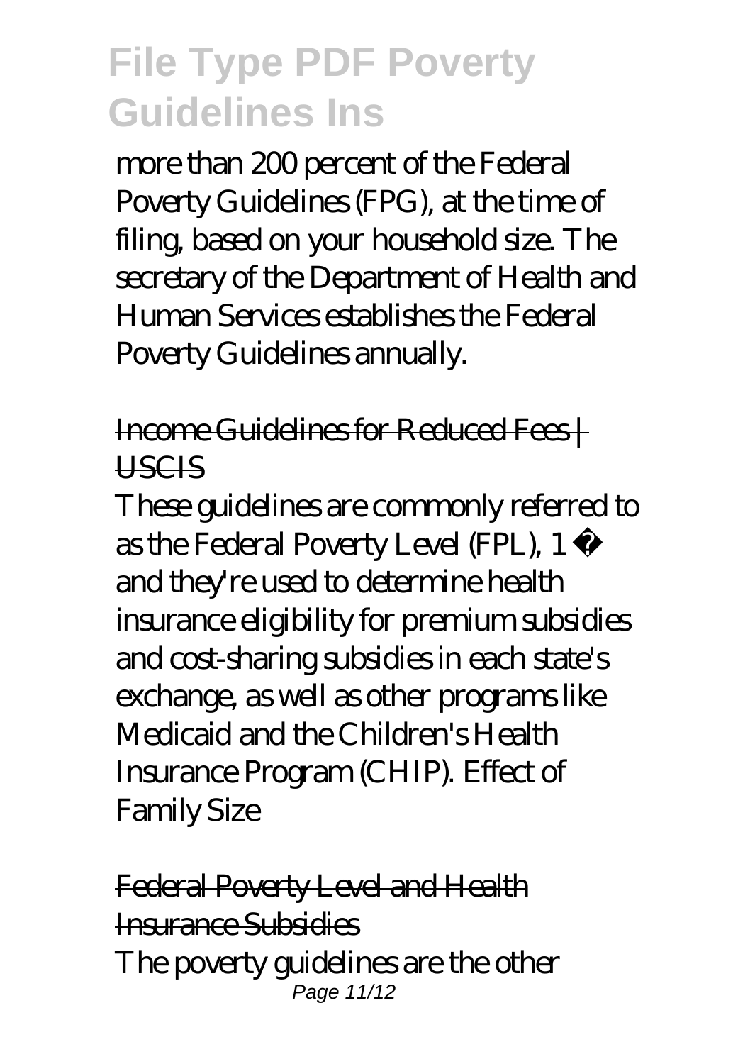more than 200 percent of the Federal Poverty Guidelines (FPG), at the time of filing, based on your household size. The secretary of the Department of Health and Human Services establishes the Federal Poverty Guidelines annually.

Income Guidelines for Reduced Fees | USCIS

These guidelines are commonly referred to as the Federal Poverty Level (FPL), 1 ✓ and they're used to determine health insurance eligibility for premium subsidies and cost-sharing subsidies in each state's exchange, as well as other programs like Medicaid and the Children's Health Insurance Program (CHIP). Effect of Family Size

Federal Poverty Level and Health Insurance Subsidies

The poverty guidelines are the other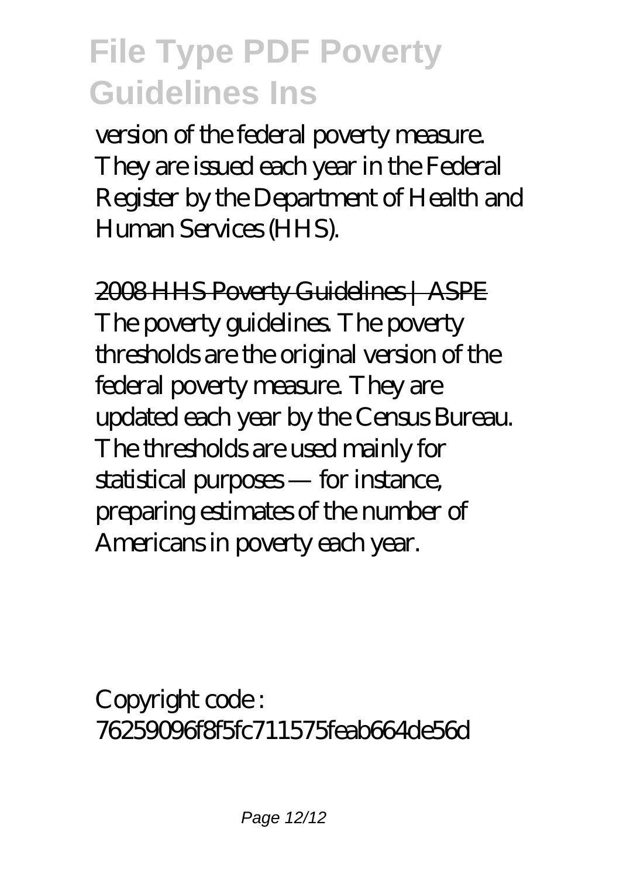version of the federal poverty measure. They are issued each year in the Federal Register by the Department of Health and Human Services (HHS).

2008 HHS Poverty Guidelines | ASPE

The poverty guidelines. The poverty thresholds are the original version of the federal poverty measure. They are updated each year by the Census Bureau. The thresholds are used mainly for statistical purposes — for instance, preparing estimates of the number of Americans in poverty each year.

Copyright code : 76259096f8f5fc711575feab664de56d